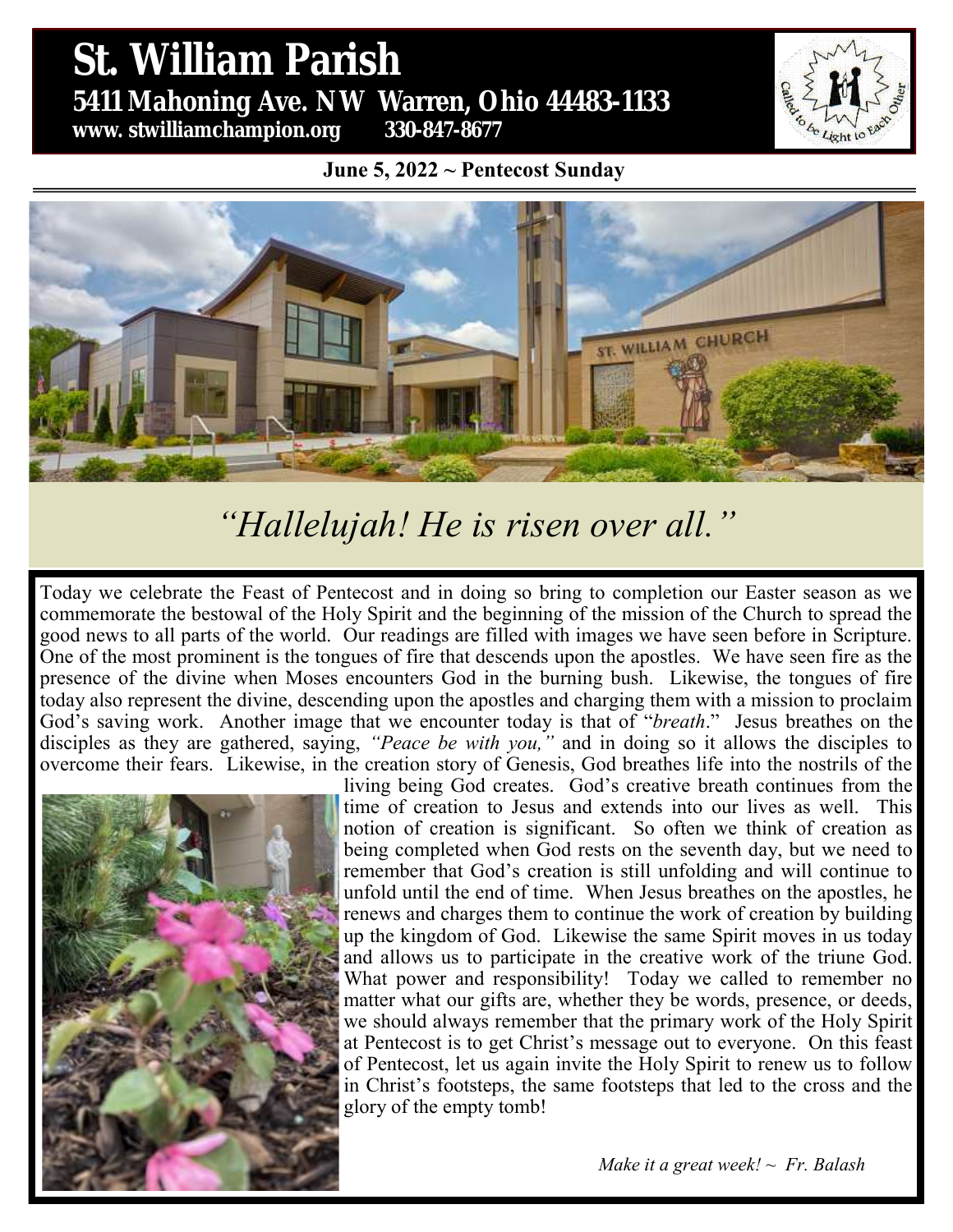# St. William Parish

**5411 Mahoning Ave. NW Warren, Ohio 44483-1133**

**www. stwilliamchampion.org 330-847-8677**

**June 5, 2022 ~ Pentecost Sunday**

## *"Hallelujah! He is risen over all."*

Today we celebrate the Feast of Pentecost and in doing so bring to completion our Easter season as we commemorate the bestowal of the Holy Spirit and the beginning of the mission of the Church to spread the good news to all parts of the world. Our readings are filled with images we have seen before in Scripture. One of the most prominent is the tongues of fire that descends upon the apostles. We have seen fire as the presence of the divine when Moses encounters God in the burning bush. Likewise, the tongues of fire today also represent the divine, descending upon the apostles and charging them with a mission to proclaim God's saving work. Another image that we encounter today is that of "*breath*." Jesus breathes on the disciples as they are gathered, saying, *"Peace be with you,"* and in doing so it allows the disciples to overcome their fears. Likewise, in the creation story of Genesis, God breathes life into the nostrils of the living being God creates. God's creative breath continues from the time of creation to Jesus and extends into our lives as well. This notion of creation is significant. So often we think of creation as being completed when God rests on the seventh day, but we need to remember that God's creation is still unfolding and will continue to unfold until the end of time. When Jesus breathes on the apostles, he renews and charges them to continue the work of creation by building up the kingdom of God. Likewise the same Spirit moves in us today and allows us to participate in the creative work of the triune God. What power and responsibility! Today we called to remember no matter what our gifts are, whether they be words, presence, or deeds, we should always remember that the primary work of the Holy Spirit at Pentecost is to get Christ's message out to everyone. On this feast of Pentecost, let us again invite the Holy Spirit to renew us to follow in Christ's footsteps, the same footsteps that led to the cross and the glory of the empty tomb!

*Make it a great week! ~ Fr. Balash*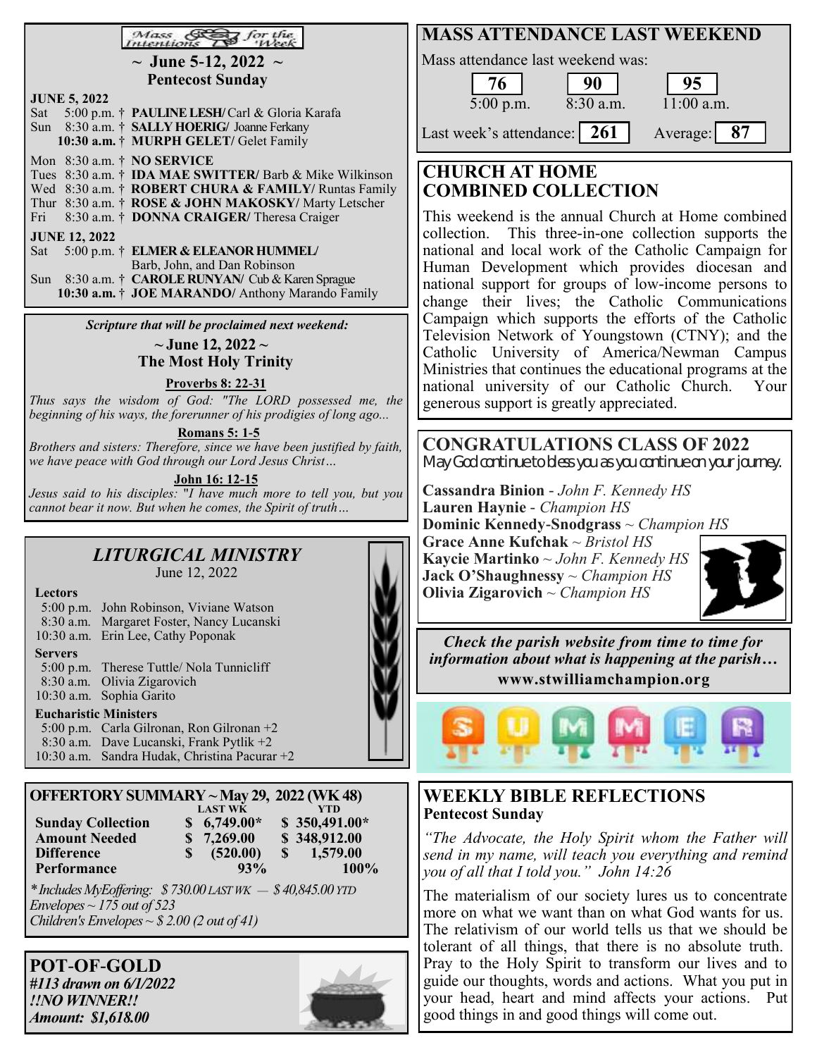## Mass Intentions for the Week

**~ June 5-12, 2022 ~**
**Pentecost Sunday**

**JUNE 5, 2022**

Sat 5:00 p.m. † **PAULINE LESH/** Carl & Gloria Karafa
Sun 8:30 a.m. † **SALLY HOERIG/** Joanne Ferkany
**10:30 a.m.** † **MURPH GELET/** Gelet Family

Mon 8:30 a.m. † **NO SERVICE**
Tues 8:30 a.m. † **IDA MAE SWITTER/** Barb & Mike Wilkinson
Wed 8:30 a.m. † **ROBERT CHURA & FAMILY/** Runtas Family
Thur 8:30 a.m. † **ROSE & JOHN MAKOSKY/** Marty Letscher
Fri 8:30 a.m. † **DONNA CRAIGER/** Theresa Craiger

**JUNE 12, 2022**

Sat 5:00 p.m. † **ELMER & ELEANOR HUMMEL/** Barb, John, and Dan Robinson
Sun 8:30 a.m. † **CAROLE RUNYAN/** Cub & Karen Sprague
**10:30 a.m.** † **JOE MARANDO/** Anthony Marando Family

***Scripture that will be proclaimed next weekend:***

**~ June 12, 2022 ~**
**The Most Holy Trinity**

**Proverbs 8: 22-31**

*Thus says the wisdom of God: "The LORD possessed me, the beginning of his ways, the forerunner of his prodigies of long ago...*

**Romans 5: 1-5**

*Brothers and sisters: Therefore, since we have been justified by faith, we have peace with God through our Lord Jesus Christ…*

**John 16: 12-15**

*Jesus said to his disciples: "I have much more to tell you, but you cannot bear it now. But when he comes, the Spirit of truth…*

## *LITURGICAL MINISTRY*

June 12, 2022

**Lectors**
5:00 p.m. John Robinson, Viviane Watson
8:30 a.m. Margaret Foster, Nancy Lucanski
10:30 a.m. Erin Lee, Cathy Poponak

**Servers**
5:00 p.m. Therese Tuttle/ Nola Tunnicliff
8:30 a.m. Olivia Zigarovich
10:30 a.m. Sophia Garito

**Eucharistic Ministers**
5:00 p.m. Carla Gilronan, Ron Gilronan +2
8:30 a.m. Dave Lucanski, Frank Pytlik +2
10:30 a.m. Sandra Hudak, Christina Pacurar +2

## OFFERTORY SUMMARY ~ May 29, 2022 (WK 48)

| | LAST WK | YTD |
|---|---|---|
| **Sunday Collection** | **$ 6,749.00*** | **$ 350,491.00*** |
| **Amount Needed** | **$ 7,269.00** | **$ 348,912.00** |
| **Difference** | **$ (520.00)** | **$ 1,579.00** |
| **Performance** | **93%** | **100%** |

*\* Includes MyEoffering: $ 730.00 LAST WK — $ 40,845.00 YTD*
*Envelopes ~ 175 out of 523*
*Children's Envelopes ~ $ 2.00 (2 out of 41)*

## POT-OF-GOLD

***#113 drawn on 6/1/2022***
***!!NO WINNER!!***
***Amount: $1,618.00***

## MASS ATTENDANCE LAST WEEKEND

Mass attendance last weekend was:

| 5:00 p.m. | 8:30 a.m. | 11:00 a.m. |
|---|---|---|
| **76** | **90** | **95** |

Last week's attendance: **261** Average: **87**

## CHURCH AT HOME COMBINED COLLECTION

This weekend is the annual Church at Home combined collection. This three-in-one collection supports the national and local work of the Catholic Campaign for Human Development which provides diocesan and national support for groups of low-income persons to change their lives; the Catholic Communications Campaign which supports the efforts of the Catholic Television Network of Youngstown (CTNY); and the Catholic University of America/Newman Campus Ministries that continues the educational programs at the national university of our Catholic Church. Your generous support is greatly appreciated.

## CONGRATULATIONS CLASS OF 2022

*May God continue to bless you as you continue on your journey.*

**Cassandra Binion** - *John F. Kennedy HS*
**Lauren Haynie** - *Champion HS*
**Dominic Kennedy-Snodgrass** ~ *Champion HS*
**Grace Anne Kufchak** ~ *Bristol HS*
**Kaycie Martinko** ~ *John F. Kennedy HS*
**Jack O'Shaughnessy** ~ *Champion HS*
**Olivia Zigarovich** ~ *Champion HS*

***Check the parish website from time to time for information about what is happening at the parish…***
**www.stwilliamchampion.org**

SUMMER

## WEEKLY BIBLE REFLECTIONS

**Pentecost Sunday**

*"The Advocate, the Holy Spirit whom the Father will send in my name, will teach you everything and remind you of all that I told you." John 14:26*

The materialism of our society lures us to concentrate more on what we want than on what God wants for us. The relativism of our world tells us that we should be tolerant of all things, that there is no absolute truth. Pray to the Holy Spirit to transform our lives and to guide our thoughts, words and actions. What you put in your head, heart and mind affects your actions. Put good things in and good things will come out.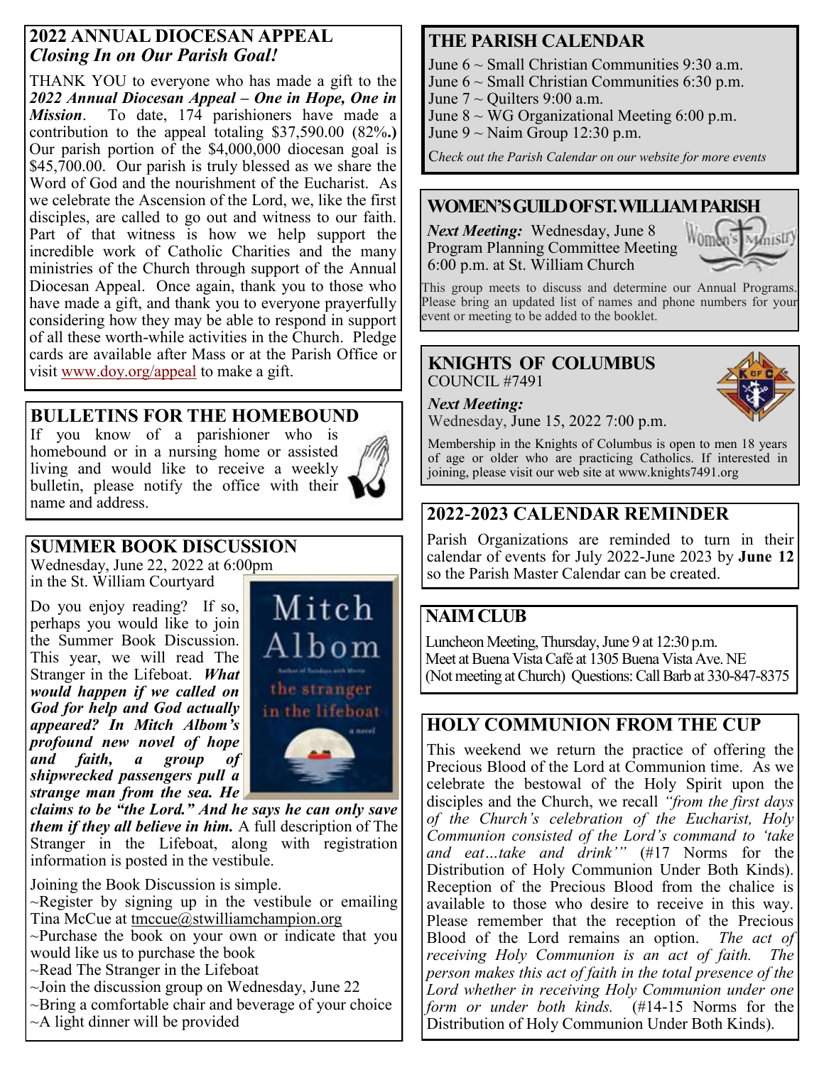## 2022 ANNUAL DIOCESAN APPEAL
### *Closing In on Our Parish Goal!*

THANK YOU to everyone who has made a gift to the ***2022 Annual Diocesan Appeal – One in Hope, One in Mission***. To date, 174 parishioners have made a contribution to the appeal totaling $37,590.00 (82%**.)** Our parish portion of the $4,000,000 diocesan goal is $45,700.00. Our parish is truly blessed as we share the Word of God and the nourishment of the Eucharist. As we celebrate the Ascension of the Lord, we, like the first disciples, are called to go out and witness to our faith. Part of that witness is how we help support the incredible work of Catholic Charities and the many ministries of the Church through support of the Annual Diocesan Appeal. Once again, thank you to those who have made a gift, and thank you to everyone prayerfully considering how they may be able to respond in support of all these worth-while activities in the Church. Pledge cards are available after Mass or at the Parish Office or visit www.doy.org/appeal to make a gift.

## BULLETINS FOR THE HOMEBOUND

If you know of a parishioner who is homebound or in a nursing home or assisted living and would like to receive a weekly bulletin, please notify the office with their name and address.

## SUMMER BOOK DISCUSSION

Wednesday, June 22, 2022 at 6:00pm in the St. William Courtyard

Do you enjoy reading? If so, perhaps you would like to join the Summer Book Discussion. This year, we will read The Stranger in the Lifeboat. ***What would happen if we called on God for help and God actually appeared? In Mitch Albom's profound new novel of hope and faith, a group of shipwrecked passengers pull a strange man from the sea. He claims to be "the Lord." And he says he can only save them if they all believe in him.*** A full description of The Stranger in the Lifeboat, along with registration information is posted in the vestibule.

Joining the Book Discussion is simple.

~Register by signing up in the vestibule or emailing Tina McCue at tmccue@stwilliamchampion.org
~Purchase the book on your own or indicate that you would like us to purchase the book
~Read The Stranger in the Lifeboat
~Join the discussion group on Wednesday, June 22
~Bring a comfortable chair and beverage of your choice
~A light dinner will be provided

## THE PARISH CALENDAR

June 6 ~ Small Christian Communities 9:30 a.m.
June 6 ~ Small Christian Communities 6:30 p.m.
June 7 ~ Quilters 9:00 a.m.
June 8 ~ WG Organizational Meeting 6:00 p.m.
June 9 ~ Naim Group 12:30 p.m.

*Check out the Parish Calendar on our website for more events*

## WOMEN'S GUILD OF ST. WILLIAM PARISH

***Next Meeting:*** Wednesday, June 8
Program Planning Committee Meeting
6:00 p.m. at St. William Church

This group meets to discuss and determine our Annual Programs. Please bring an updated list of names and phone numbers for your event or meeting to be added to the booklet.

## KNIGHTS OF COLUMBUS
COUNCIL #7491

***Next Meeting:***
Wednesday, June 15, 2022 7:00 p.m.

Membership in the Knights of Columbus is open to men 18 years of age or older who are practicing Catholics. If interested in joining, please visit our web site at www.knights7491.org

## 2022-2023 CALENDAR REMINDER

Parish Organizations are reminded to turn in their calendar of events for July 2022-June 2023 by **June 12** so the Parish Master Calendar can be created.

## NAIM CLUB

Luncheon Meeting, Thursday, June 9 at 12:30 p.m.
Meet at Buena Vista Café at 1305 Buena Vista Ave. NE
(Not meeting at Church) Questions: Call Barb at 330-847-8375

## HOLY COMMUNION FROM THE CUP

This weekend we return the practice of offering the Precious Blood of the Lord at Communion time. As we celebrate the bestowal of the Holy Spirit upon the disciples and the Church, we recall *"from the first days of the Church's celebration of the Eucharist, Holy Communion consisted of the Lord's command to 'take and eat…take and drink'"* (#17 Norms for the Distribution of Holy Communion Under Both Kinds). Reception of the Precious Blood from the chalice is available to those who desire to receive in this way. Please remember that the reception of the Precious Blood of the Lord remains an option. *The act of receiving Holy Communion is an act of faith. The person makes this act of faith in the total presence of the Lord whether in receiving Holy Communion under one form or under both kinds.* (#14-15 Norms for the Distribution of Holy Communion Under Both Kinds).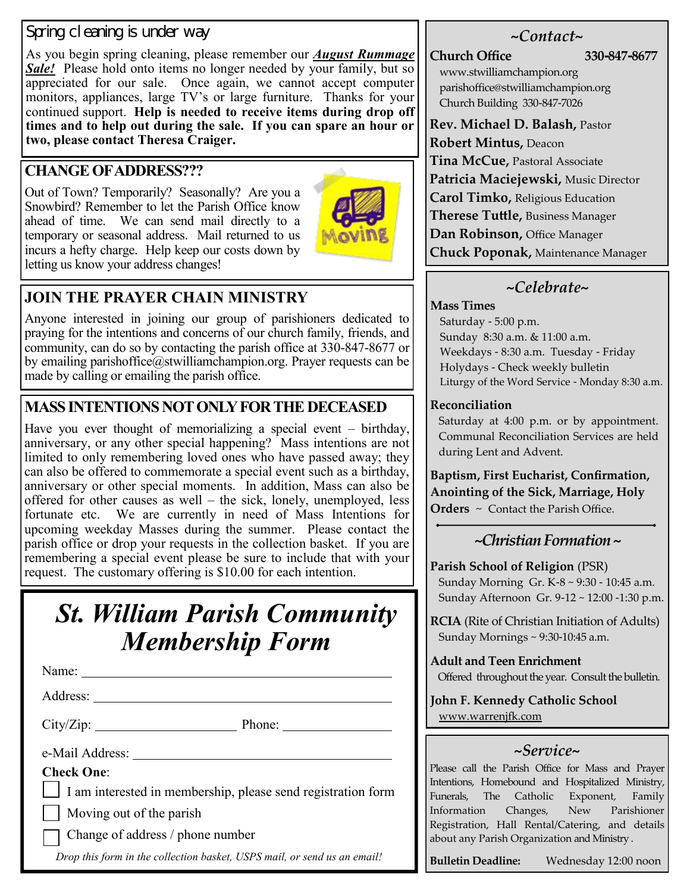## Spring cleaning is under way

As you begin spring cleaning, please remember our ***August Rummage Sale!*** Please hold onto items no longer needed by your family, but so appreciated for our sale. Once again, we cannot accept computer monitors, appliances, large TV's or large furniture. Thanks for your continued support. **Help is needed to receive items during drop off times and to help out during the sale. If you can spare an hour or two, please contact Theresa Craiger.**

## CHANGE OF ADDRESS???

Out of Town? Temporarily? Seasonally? Are you a Snowbird? Remember to let the Parish Office know ahead of time. We can send mail directly to a temporary or seasonal address. Mail returned to us incurs a hefty charge. Help keep our costs down by letting us know your address changes!

## JOIN THE PRAYER CHAIN MINISTRY

Anyone interested in joining our group of parishioners dedicated to praying for the intentions and concerns of our church family, friends, and community, can do so by contacting the parish office at 330-847-8677 or by emailing parishoffice@stwilliamchampion.org. Prayer requests can be made by calling or emailing the parish office.

## MASS INTENTIONS NOT ONLY FOR THE DECEASED

Have you ever thought of memorializing a special event – birthday, anniversary, or any other special happening? Mass intentions are not limited to only remembering loved ones who have passed away; they can also be offered to commemorate a special event such as a birthday, anniversary or other special moments. In addition, Mass can also be offered for other causes as well – the sick, lonely, unemployed, less fortunate etc. We are currently in need of Mass Intentions for upcoming weekday Masses during the summer. Please contact the parish office or drop your requests in the collection basket. If you are remembering a special event please be sure to include that with your request. The customary offering is $10.00 for each intention.

# *St. William Parish Community Membership Form*

Name: ______________________________

Address: ______________________________

City/Zip: ____________________ Phone: ________________

e-Mail Address: ______________________________

**Check One**:

- ☐ I am interested in membership, please send registration form
- ☐ Moving out of the parish
- ☐ Change of address / phone number

*Drop this form in the collection basket, USPS mail, or send us an email!*

## *~Contact~*

**Church Office** 330-847-8677
www.stwilliamchampion.org
parishoffice@stwilliamchampion.org
Church Building 330-847-7026

**Rev. Michael D. Balash,** Pastor
**Robert Mintus,** Deacon
**Tina McCue,** Pastoral Associate
**Patricia Maciejewski,** Music Director
**Carol Timko,** Religious Education
**Therese Tuttle,** Business Manager
**Dan Robinson,** Office Manager
**Chuck Poponak,** Maintenance Manager

## *~Celebrate~*

**Mass Times**
Saturday - 5:00 p.m.
Sunday 8:30 a.m. & 11:00 a.m.
Weekdays - 8:30 a.m. Tuesday - Friday
Holydays - Check weekly bulletin
Liturgy of the Word Service - Monday 8:30 a.m.

**Reconciliation**
Saturday at 4:00 p.m. or by appointment. Communal Reconciliation Services are held during Lent and Advent.

**Baptism, First Eucharist, Confirmation, Anointing of the Sick, Marriage, Holy Orders** ~ Contact the Parish Office.

## *~Christian Formation ~*

**Parish School of Religion** (PSR)
Sunday Morning Gr. K-8 ~ 9:30 - 10:45 a.m.
Sunday Afternoon Gr. 9-12 ~ 12:00 -1:30 p.m.

**RCIA** (Rite of Christian Initiation of Adults)
Sunday Mornings ~ 9:30-10:45 a.m.

**Adult and Teen Enrichment**
Offered throughout the year. Consult the bulletin.

**John F. Kennedy Catholic School**
www.warrenjfk.com

## *~Service~*

Please call the Parish Office for Mass and Prayer Intentions, Homebound and Hospitalized Ministry, Funerals, The Catholic Exponent, Family Information Changes, New Parishioner Registration, Hall Rental/Catering, and details about any Parish Organization and Ministry .

**Bulletin Deadline:** Wednesday 12:00 noon